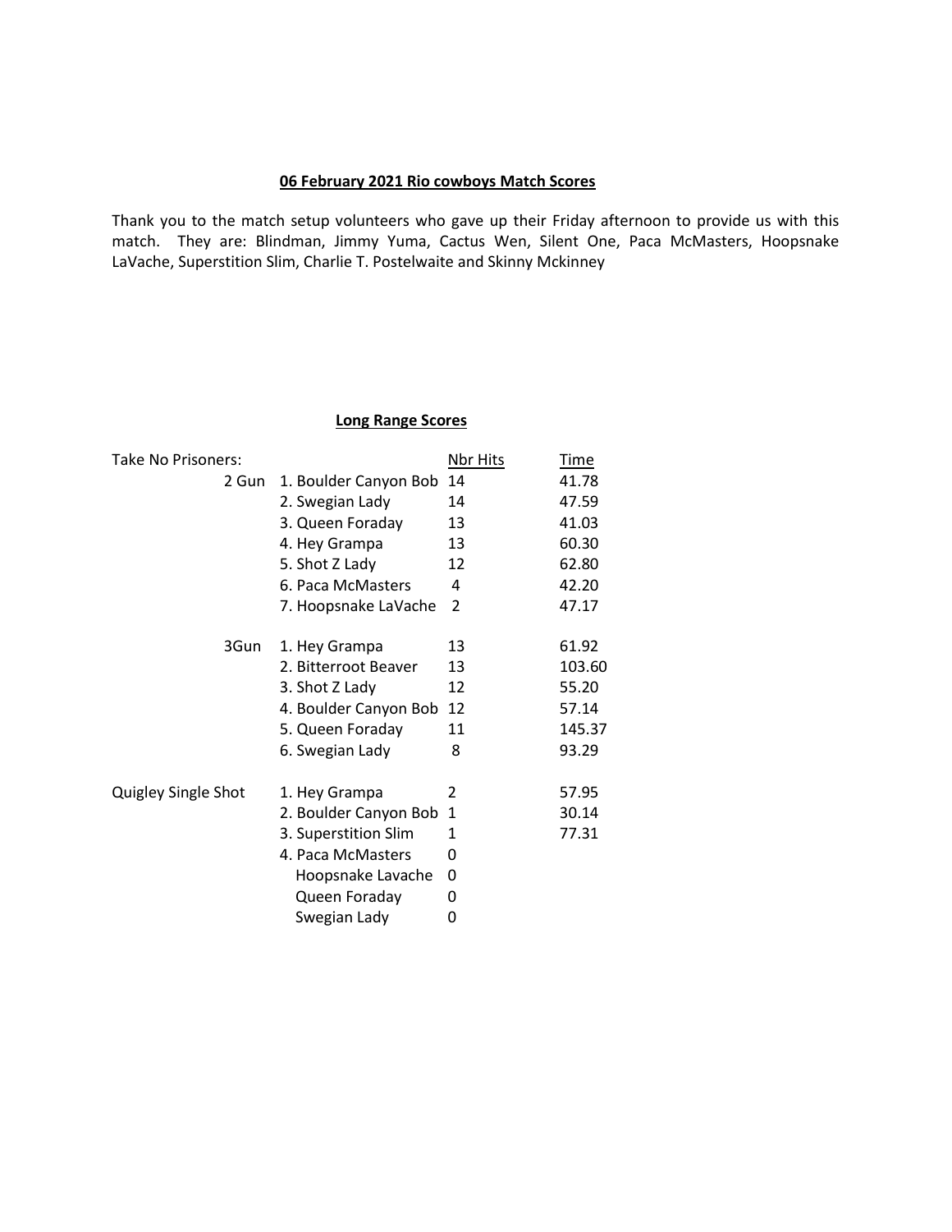## 06 February 2021 Rio cowboys Match Scores

Thank you to the match setup volunteers who gave up their Friday afternoon to provide us with this match. They are: Blindman, Jimmy Yuma, Cactus Wen, Silent One, Paca McMasters, Hoopsnake LaVache, Superstition Slim, Charlie T. Postelwaite and Skinny Mckinney

### Long Range Scores

| Take No Prisoners: | | Nbr Hits | Time |
|---|---|---|---|
| 2 Gun | 1. Boulder Canyon Bob | 14 | 41.78 |
| | 2. Swegian Lady | 14 | 47.59 |
| | 3. Queen Foraday | 13 | 41.03 |
| | 4. Hey Grampa | 13 | 60.30 |
| | 5. Shot Z Lady | 12 | 62.80 |
| | 6. Paca McMasters | 4 | 42.20 |
| | 7. Hoopsnake LaVache | 2 | 47.17 |
| 3Gun | 1. Hey Grampa | 13 | 61.92 |
| | 2. Bitterroot Beaver | 13 | 103.60 |
| | 3. Shot Z Lady | 12 | 55.20 |
| | 4. Boulder Canyon Bob | 12 | 57.14 |
| | 5. Queen Foraday | 11 | 145.37 |
| | 6. Swegian Lady | 8 | 93.29 |
| Quigley Single Shot | 1. Hey Grampa | 2 | 57.95 |
| | 2. Boulder Canyon Bob | 1 | 30.14 |
| | 3. Superstition Slim | 1 | 77.31 |
| | 4. Paca McMasters | 0 | |
| | Hoopsnake Lavache | 0 | |
| | Queen Foraday | 0 | |
| | Swegian Lady | 0 | |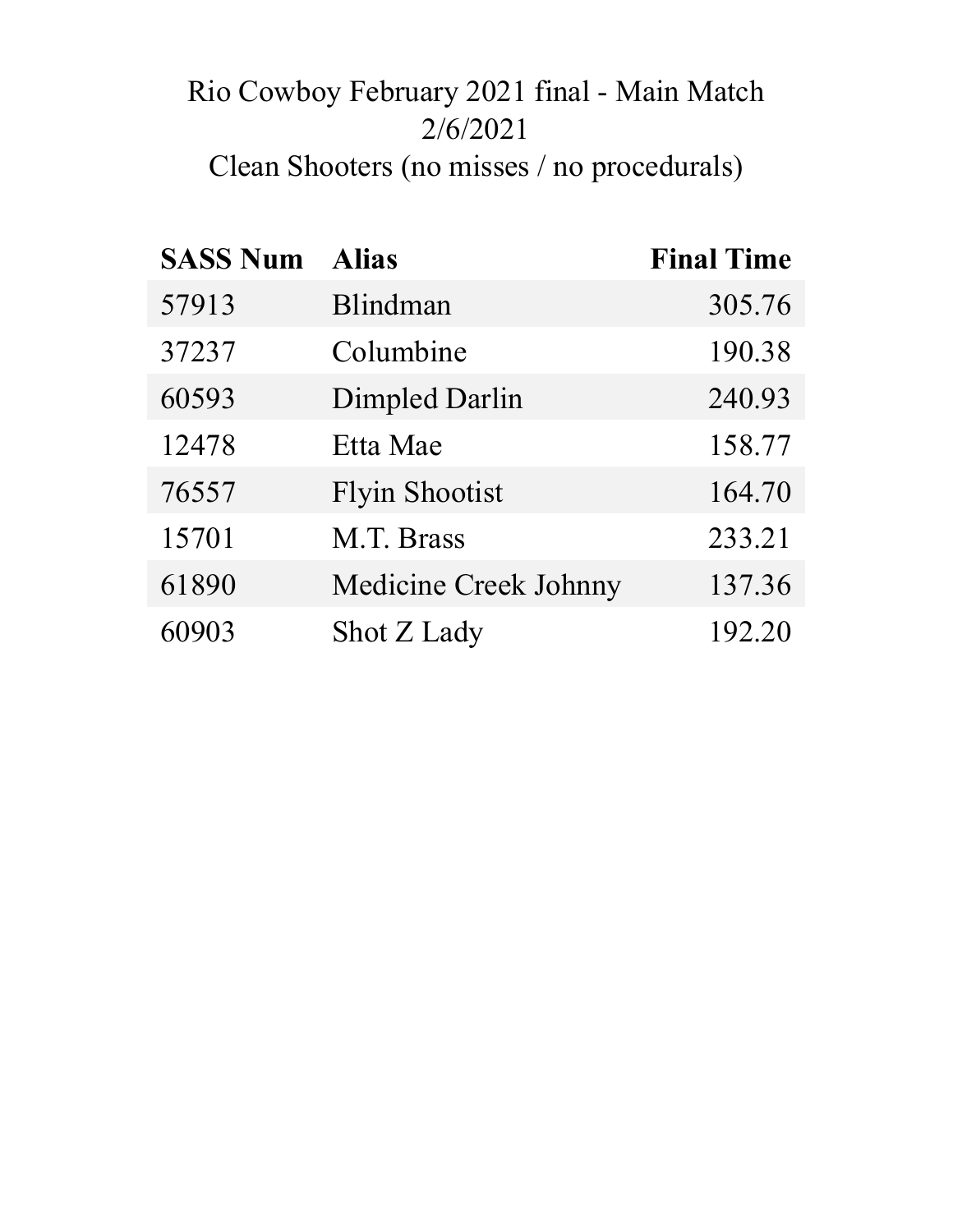# Rio Cowboy February 2021 final - Main Match

2/6/2021

Clean Shooters (no misses / no procedurals)

| SASS Num | Alias | Final Time |
|---|---|---:|
| 57913 | Blindman | 305.76 |
| 37237 | Columbine | 190.38 |
| 60593 | Dimpled Darlin | 240.93 |
| 12478 | Etta Mae | 158.77 |
| 76557 | Flyin Shootist | 164.70 |
| 15701 | M.T. Brass | 233.21 |
| 61890 | Medicine Creek Johnny | 137.36 |
| 60903 | Shot Z Lady | 192.20 |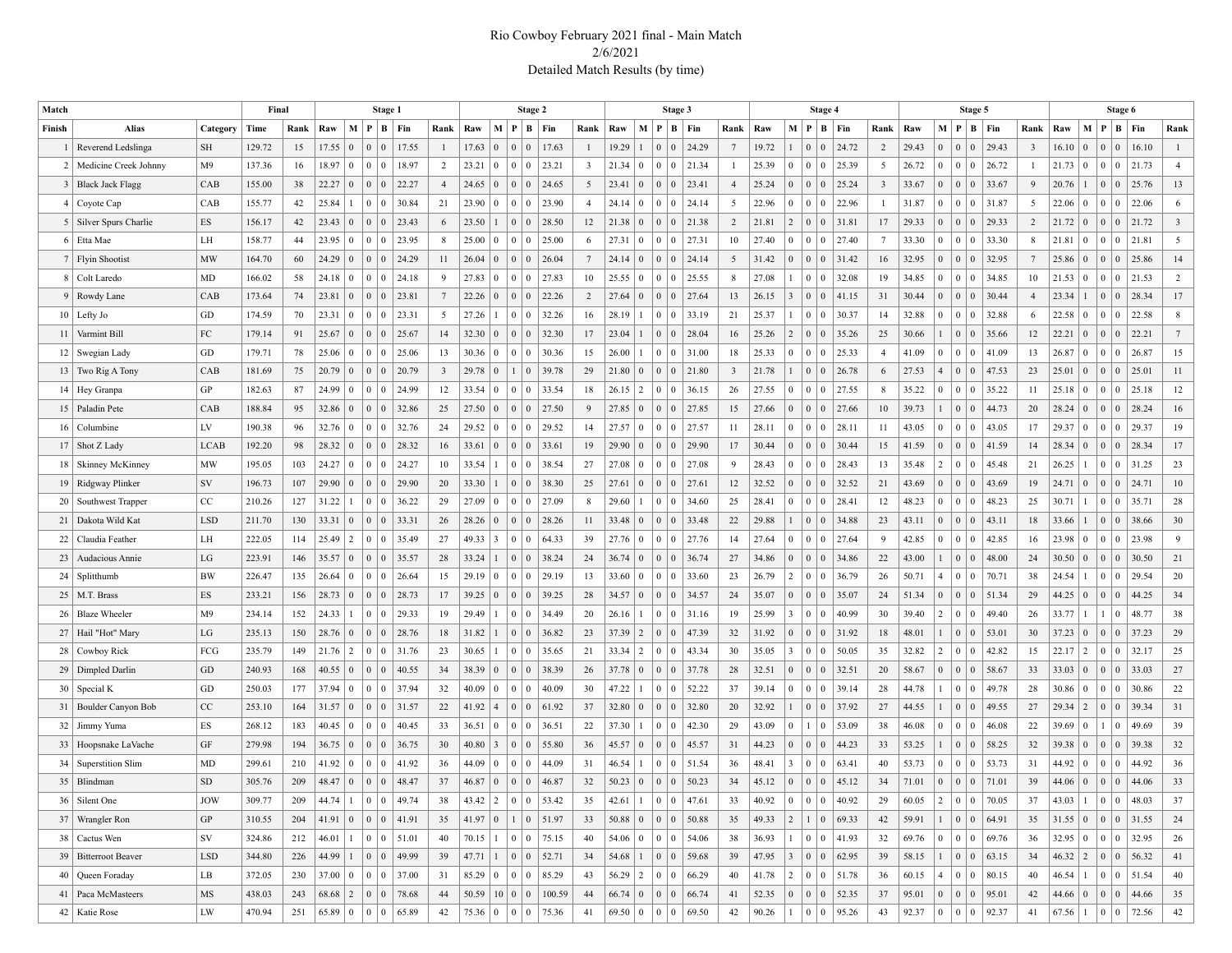# Rio Cowboy February 2021 final - Main Match

2/6/2021

Detailed Match Results (by time)

| Match | | | Final | | Stage 1 | | | | | | Stage 2 | | | | | | Stage 3 | | | | | | Stage 4 | | | | | | Stage 5 | | | | | | Stage 6 | | | | | |
|---|---|---|---|---|---|---|---|---|---|---|---|---|---|---|---|---|---|---|---|---|---|---|---|---|---|---|---|---|---|---|---|---|---|---|---|---|---|---|---|---|
| Finish | Alias | Category | Time | Rank | Raw | M | P | B | Fin | Rank | Raw | M | P | B | Fin | Rank | Raw | M | P | B | Fin | Rank | Raw | M | P | B | Fin | Rank | Raw | M | P | B | Fin | Rank | Raw | M | P | B | Fin | Rank |
| 1 | Reverend Ledslinga | SH | 129.72 | 15 | 17.55 | 0 | 0 | 0 | 17.55 | 1 | 17.63 | 0 | 0 | 0 | 17.63 | 1 | 19.29 | 1 | 0 | 0 | 24.29 | 7 | 19.72 | 1 | 0 | 0 | 24.72 | 2 | 29.43 | 0 | 0 | 0 | 29.43 | 3 | 16.10 | 0 | 0 | 0 | 16.10 | 1 |
| 2 | Medicine Creek Johnny | M9 | 137.36 | 16 | 18.97 | 0 | 0 | 0 | 18.97 | 2 | 23.21 | 0 | 0 | 0 | 23.21 | 3 | 21.34 | 0 | 0 | 0 | 21.34 | 1 | 25.39 | 0 | 0 | 0 | 25.39 | 5 | 26.72 | 0 | 0 | 0 | 26.72 | 1 | 21.73 | 0 | 0 | 0 | 21.73 | 4 |
| 3 | Black Jack Flagg | CAB | 155.00 | 38 | 22.27 | 0 | 0 | 0 | 22.27 | 4 | 24.65 | 0 | 0 | 0 | 24.65 | 5 | 23.41 | 0 | 0 | 0 | 23.41 | 4 | 25.24 | 0 | 0 | 0 | 25.24 | 3 | 33.67 | 0 | 0 | 0 | 33.67 | 9 | 20.76 | 1 | 0 | 0 | 25.76 | 13 |
| 4 | Coyote Cap | CAB | 155.77 | 42 | 25.84 | 1 | 0 | 0 | 30.84 | 21 | 23.90 | 0 | 0 | 0 | 23.90 | 4 | 24.14 | 0 | 0 | 0 | 24.14 | 5 | 22.96 | 0 | 0 | 0 | 22.96 | 1 | 31.87 | 0 | 0 | 0 | 31.87 | 5 | 22.06 | 0 | 0 | 0 | 22.06 | 6 |
| 5 | Silver Spurs Charlie | ES | 156.17 | 42 | 23.43 | 0 | 0 | 0 | 23.43 | 6 | 23.50 | 1 | 0 | 0 | 28.50 | 12 | 21.38 | 0 | 0 | 0 | 21.38 | 2 | 21.81 | 2 | 0 | 0 | 31.81 | 17 | 29.33 | 0 | 0 | 0 | 29.33 | 2 | 21.72 | 0 | 0 | 0 | 21.72 | 3 |
| 6 | Etta Mae | LH | 158.77 | 44 | 23.95 | 0 | 0 | 0 | 23.95 | 8 | 25.00 | 0 | 0 | 0 | 25.00 | 6 | 27.31 | 0 | 0 | 0 | 27.31 | 10 | 27.40 | 0 | 0 | 0 | 27.40 | 7 | 33.30 | 0 | 0 | 0 | 33.30 | 8 | 21.81 | 0 | 0 | 0 | 21.81 | 5 |
| 7 | Flyin Shootist | MW | 164.70 | 60 | 24.29 | 0 | 0 | 0 | 24.29 | 11 | 26.04 | 0 | 0 | 0 | 26.04 | 7 | 24.14 | 0 | 0 | 0 | 24.14 | 5 | 31.42 | 0 | 0 | 0 | 31.42 | 16 | 32.95 | 0 | 0 | 0 | 32.95 | 7 | 25.86 | 0 | 0 | 0 | 25.86 | 14 |
| 8 | Colt Laredo | MD | 166.02 | 58 | 24.18 | 0 | 0 | 0 | 24.18 | 9 | 27.83 | 0 | 0 | 0 | 27.83 | 10 | 25.55 | 0 | 0 | 0 | 25.55 | 8 | 27.08 | 1 | 0 | 0 | 32.08 | 19 | 34.85 | 0 | 0 | 0 | 34.85 | 10 | 21.53 | 0 | 0 | 0 | 21.53 | 2 |
| 9 | Rowdy Lane | CAB | 173.64 | 74 | 23.81 | 0 | 0 | 0 | 23.81 | 7 | 22.26 | 0 | 0 | 0 | 22.26 | 2 | 27.64 | 0 | 0 | 0 | 27.64 | 13 | 26.15 | 3 | 0 | 0 | 41.15 | 31 | 30.44 | 0 | 0 | 0 | 30.44 | 4 | 23.34 | 1 | 0 | 0 | 28.34 | 17 |
| 10 | Lefty Jo | GD | 174.59 | 70 | 23.31 | 0 | 0 | 0 | 23.31 | 5 | 27.26 | 1 | 0 | 0 | 32.26 | 16 | 28.19 | 1 | 0 | 0 | 33.19 | 21 | 25.37 | 1 | 0 | 0 | 30.37 | 14 | 32.88 | 0 | 0 | 0 | 32.88 | 6 | 22.58 | 0 | 0 | 0 | 22.58 | 8 |
| 11 | Varmint Bill | FC | 179.14 | 91 | 25.67 | 0 | 0 | 0 | 25.67 | 14 | 32.30 | 0 | 0 | 0 | 32.30 | 17 | 23.04 | 1 | 0 | 0 | 28.04 | 16 | 25.26 | 2 | 0 | 0 | 35.26 | 25 | 30.66 | 1 | 0 | 0 | 35.66 | 12 | 22.21 | 0 | 0 | 0 | 22.21 | 7 |
| 12 | Swegian Lady | GD | 179.71 | 78 | 25.06 | 0 | 0 | 0 | 25.06 | 13 | 30.36 | 0 | 0 | 0 | 30.36 | 15 | 26.00 | 1 | 0 | 0 | 31.00 | 18 | 25.33 | 0 | 0 | 0 | 25.33 | 4 | 41.09 | 0 | 0 | 0 | 41.09 | 13 | 26.87 | 0 | 0 | 0 | 26.87 | 15 |
| 13 | Two Rig A Tony | CAB | 181.69 | 75 | 20.79 | 0 | 0 | 0 | 20.79 | 3 | 29.78 | 0 | 1 | 0 | 39.78 | 29 | 21.80 | 0 | 0 | 0 | 21.80 | 3 | 21.78 | 1 | 0 | 0 | 26.78 | 6 | 27.53 | 4 | 0 | 0 | 47.53 | 23 | 25.01 | 0 | 0 | 0 | 25.01 | 11 |
| 14 | Hey Granpa | GP | 182.63 | 87 | 24.99 | 0 | 0 | 0 | 24.99 | 12 | 33.54 | 0 | 0 | 0 | 33.54 | 18 | 26.15 | 2 | 0 | 0 | 36.15 | 26 | 27.55 | 0 | 0 | 0 | 27.55 | 8 | 35.22 | 0 | 0 | 0 | 35.22 | 11 | 25.18 | 0 | 0 | 0 | 25.18 | 12 |
| 15 | Paladin Pete | CAB | 188.84 | 95 | 32.86 | 0 | 0 | 0 | 32.86 | 25 | 27.50 | 0 | 0 | 0 | 27.50 | 9 | 27.85 | 0 | 0 | 0 | 27.85 | 15 | 27.66 | 0 | 0 | 0 | 27.66 | 10 | 39.73 | 1 | 0 | 0 | 44.73 | 20 | 28.24 | 0 | 0 | 0 | 28.24 | 16 |
| 16 | Columbine | LV | 190.38 | 96 | 32.76 | 0 | 0 | 0 | 32.76 | 24 | 29.52 | 0 | 0 | 0 | 29.52 | 14 | 27.57 | 0 | 0 | 0 | 27.57 | 11 | 28.11 | 0 | 0 | 0 | 28.11 | 11 | 43.05 | 0 | 0 | 0 | 43.05 | 17 | 29.37 | 0 | 0 | 0 | 29.37 | 19 |
| 17 | Shot Z Lady | LCAB | 192.20 | 98 | 28.32 | 0 | 0 | 0 | 28.32 | 16 | 33.61 | 0 | 0 | 0 | 33.61 | 19 | 29.90 | 0 | 0 | 0 | 29.90 | 17 | 30.44 | 0 | 0 | 0 | 30.44 | 15 | 41.59 | 0 | 0 | 0 | 41.59 | 14 | 28.34 | 0 | 0 | 0 | 28.34 | 17 |
| 18 | Skinney McKinney | MW | 195.05 | 103 | 24.27 | 0 | 0 | 0 | 24.27 | 10 | 33.54 | 1 | 0 | 0 | 38.54 | 27 | 27.08 | 0 | 0 | 0 | 27.08 | 9 | 28.43 | 0 | 0 | 0 | 28.43 | 13 | 35.48 | 2 | 0 | 0 | 45.48 | 21 | 26.25 | 1 | 0 | 0 | 31.25 | 23 |
| 19 | Ridgway Plinker | SV | 196.73 | 107 | 29.90 | 0 | 0 | 0 | 29.90 | 20 | 33.30 | 1 | 0 | 0 | 38.30 | 25 | 27.61 | 0 | 0 | 0 | 27.61 | 12 | 32.52 | 0 | 0 | 0 | 32.52 | 21 | 43.69 | 0 | 0 | 0 | 43.69 | 19 | 24.71 | 0 | 0 | 0 | 24.71 | 10 |
| 20 | Southwest Trapper | CC | 210.26 | 127 | 31.22 | 1 | 0 | 0 | 36.22 | 29 | 27.09 | 0 | 0 | 0 | 27.09 | 8 | 29.60 | 1 | 0 | 0 | 34.60 | 25 | 28.41 | 0 | 0 | 0 | 28.41 | 12 | 48.23 | 0 | 0 | 0 | 48.23 | 25 | 30.71 | 1 | 0 | 0 | 35.71 | 28 |
| 21 | Dakota Wild Kat | LSD | 211.70 | 130 | 33.31 | 0 | 0 | 0 | 33.31 | 26 | 28.26 | 0 | 0 | 0 | 28.26 | 11 | 33.48 | 0 | 0 | 0 | 33.48 | 22 | 29.88 | 1 | 0 | 0 | 34.88 | 23 | 43.11 | 0 | 0 | 0 | 43.11 | 18 | 33.66 | 1 | 0 | 0 | 38.66 | 30 |
| 22 | Claudia Feather | LH | 222.05 | 114 | 25.49 | 2 | 0 | 0 | 35.49 | 27 | 49.33 | 3 | 0 | 0 | 64.33 | 39 | 27.76 | 0 | 0 | 0 | 27.76 | 14 | 27.64 | 0 | 0 | 0 | 27.64 | 9 | 42.85 | 0 | 0 | 0 | 42.85 | 16 | 23.98 | 0 | 0 | 0 | 23.98 | 9 |
| 23 | Audacious Annie | LG | 223.91 | 146 | 35.57 | 0 | 0 | 0 | 35.57 | 28 | 33.24 | 1 | 0 | 0 | 38.24 | 24 | 36.74 | 0 | 0 | 0 | 36.74 | 27 | 34.86 | 0 | 0 | 0 | 34.86 | 22 | 43.00 | 1 | 0 | 0 | 48.00 | 24 | 30.50 | 0 | 0 | 0 | 30.50 | 21 |
| 24 | Splitthumb | BW | 226.47 | 135 | 26.64 | 0 | 0 | 0 | 26.64 | 15 | 29.19 | 0 | 0 | 0 | 29.19 | 13 | 33.60 | 0 | 0 | 0 | 33.60 | 23 | 26.79 | 2 | 0 | 0 | 36.79 | 26 | 50.71 | 4 | 0 | 0 | 70.71 | 38 | 24.54 | 1 | 0 | 0 | 29.54 | 20 |
| 25 | M.T. Brass | ES | 233.21 | 156 | 28.73 | 0 | 0 | 0 | 28.73 | 17 | 39.25 | 0 | 0 | 0 | 39.25 | 28 | 34.57 | 0 | 0 | 0 | 34.57 | 24 | 35.07 | 0 | 0 | 0 | 35.07 | 24 | 51.34 | 0 | 0 | 0 | 51.34 | 29 | 44.25 | 0 | 0 | 0 | 44.25 | 34 |
| 26 | Blaze Wheeler | M9 | 234.14 | 152 | 24.33 | 1 | 0 | 0 | 29.33 | 19 | 29.49 | 1 | 0 | 0 | 34.49 | 20 | 26.16 | 1 | 0 | 0 | 31.16 | 19 | 25.99 | 3 | 0 | 0 | 40.99 | 30 | 39.40 | 2 | 0 | 0 | 49.40 | 26 | 33.77 | 1 | 1 | 0 | 48.77 | 38 |
| 27 | Hail "Hot" Mary | LG | 235.13 | 150 | 28.76 | 0 | 0 | 0 | 28.76 | 18 | 31.82 | 1 | 0 | 0 | 36.82 | 23 | 37.39 | 2 | 0 | 0 | 47.39 | 32 | 31.92 | 0 | 0 | 0 | 31.92 | 18 | 48.01 | 1 | 0 | 0 | 53.01 | 30 | 37.23 | 0 | 0 | 0 | 37.23 | 29 |
| 28 | Cowboy Rick | FCG | 235.79 | 149 | 21.76 | 2 | 0 | 0 | 31.76 | 23 | 30.65 | 1 | 0 | 0 | 35.65 | 21 | 33.34 | 2 | 0 | 0 | 43.34 | 30 | 35.05 | 3 | 0 | 0 | 50.05 | 35 | 32.82 | 2 | 0 | 0 | 42.82 | 15 | 22.17 | 2 | 0 | 0 | 32.17 | 25 |
| 29 | Dimpled Darlin | GD | 240.93 | 168 | 40.55 | 0 | 0 | 0 | 40.55 | 34 | 38.39 | 0 | 0 | 0 | 38.39 | 26 | 37.78 | 0 | 0 | 0 | 37.78 | 28 | 32.51 | 0 | 0 | 0 | 32.51 | 20 | 58.67 | 0 | 0 | 0 | 58.67 | 33 | 33.03 | 0 | 0 | 0 | 33.03 | 27 |
| 30 | Special K | GD | 250.03 | 177 | 37.94 | 0 | 0 | 0 | 37.94 | 32 | 40.09 | 0 | 0 | 0 | 40.09 | 30 | 47.22 | 1 | 0 | 0 | 52.22 | 37 | 39.14 | 0 | 0 | 0 | 39.14 | 28 | 44.78 | 1 | 0 | 0 | 49.78 | 28 | 30.86 | 0 | 0 | 0 | 30.86 | 22 |
| 31 | Boulder Canyon Bob | CC | 253.10 | 164 | 31.57 | 0 | 0 | 0 | 31.57 | 22 | 41.92 | 4 | 0 | 0 | 61.92 | 37 | 32.80 | 0 | 0 | 0 | 32.80 | 20 | 32.92 | 1 | 0 | 0 | 37.92 | 27 | 44.55 | 1 | 0 | 0 | 49.55 | 27 | 29.34 | 2 | 0 | 0 | 39.34 | 31 |
| 32 | Jimmy Yuma | ES | 268.12 | 183 | 40.45 | 0 | 0 | 0 | 40.45 | 33 | 36.51 | 0 | 0 | 0 | 36.51 | 22 | 37.30 | 1 | 0 | 0 | 42.30 | 29 | 43.09 | 0 | 1 | 0 | 53.09 | 38 | 46.08 | 0 | 0 | 0 | 46.08 | 22 | 39.69 | 0 | 1 | 0 | 49.69 | 39 |
| 33 | Hoopsnake LaVache | GF | 279.98 | 194 | 36.75 | 0 | 0 | 0 | 36.75 | 30 | 40.80 | 3 | 0 | 0 | 55.80 | 36 | 45.57 | 0 | 0 | 0 | 45.57 | 31 | 44.23 | 0 | 0 | 0 | 44.23 | 33 | 53.25 | 1 | 0 | 0 | 58.25 | 32 | 39.38 | 0 | 0 | 0 | 39.38 | 32 |
| 34 | Superstition Slim | MD | 299.61 | 210 | 41.92 | 0 | 0 | 0 | 41.92 | 36 | 44.09 | 0 | 0 | 0 | 44.09 | 31 | 46.54 | 1 | 0 | 0 | 51.54 | 36 | 48.41 | 3 | 0 | 0 | 63.41 | 40 | 53.73 | 0 | 0 | 0 | 53.73 | 31 | 44.92 | 0 | 0 | 0 | 44.92 | 36 |
| 35 | Blindman | SD | 305.76 | 209 | 48.47 | 0 | 0 | 0 | 48.47 | 37 | 46.87 | 0 | 0 | 0 | 46.87 | 32 | 50.23 | 0 | 0 | 0 | 50.23 | 34 | 45.12 | 0 | 0 | 0 | 45.12 | 34 | 71.01 | 0 | 0 | 0 | 71.01 | 39 | 44.06 | 0 | 0 | 0 | 44.06 | 33 |
| 36 | Silent One | JOW | 309.77 | 209 | 44.74 | 1 | 0 | 0 | 49.74 | 38 | 43.42 | 2 | 0 | 0 | 53.42 | 35 | 42.61 | 1 | 0 | 0 | 47.61 | 33 | 40.92 | 0 | 0 | 0 | 40.92 | 29 | 60.05 | 2 | 0 | 0 | 70.05 | 37 | 43.03 | 1 | 0 | 0 | 48.03 | 37 |
| 37 | Wrangler Ron | GP | 310.55 | 204 | 41.91 | 0 | 0 | 0 | 41.91 | 35 | 41.97 | 0 | 1 | 0 | 51.97 | 33 | 50.88 | 0 | 0 | 0 | 50.88 | 35 | 49.33 | 2 | 1 | 0 | 69.33 | 42 | 59.91 | 1 | 0 | 0 | 64.91 | 35 | 31.55 | 0 | 0 | 0 | 31.55 | 24 |
| 38 | Cactus Wen | SV | 324.86 | 212 | 46.01 | 1 | 0 | 0 | 51.01 | 40 | 70.15 | 1 | 0 | 0 | 75.15 | 40 | 54.06 | 0 | 0 | 0 | 54.06 | 38 | 36.93 | 1 | 0 | 0 | 41.93 | 32 | 69.76 | 0 | 0 | 0 | 69.76 | 36 | 32.95 | 0 | 0 | 0 | 32.95 | 26 |
| 39 | Bitterroot Beaver | LSD | 344.80 | 226 | 44.99 | 1 | 0 | 0 | 49.99 | 39 | 47.71 | 1 | 0 | 0 | 52.71 | 34 | 54.68 | 1 | 0 | 0 | 59.68 | 39 | 47.95 | 3 | 0 | 0 | 62.95 | 39 | 58.15 | 1 | 0 | 0 | 63.15 | 34 | 46.32 | 2 | 0 | 0 | 56.32 | 41 |
| 40 | Queen Foraday | LB | 372.05 | 230 | 37.00 | 0 | 0 | 0 | 37.00 | 31 | 85.29 | 0 | 0 | 0 | 85.29 | 43 | 56.29 | 2 | 0 | 0 | 66.29 | 40 | 41.78 | 2 | 0 | 0 | 51.78 | 36 | 60.15 | 4 | 0 | 0 | 80.15 | 40 | 46.54 | 1 | 0 | 0 | 51.54 | 40 |
| 41 | Paca McMasteers | MS | 438.03 | 243 | 68.68 | 2 | 0 | 0 | 78.68 | 44 | 50.59 | 10 | 0 | 0 | 100.59 | 44 | 66.74 | 0 | 0 | 0 | 66.74 | 41 | 52.35 | 0 | 0 | 0 | 52.35 | 37 | 95.01 | 0 | 0 | 0 | 95.01 | 42 | 44.66 | 0 | 0 | 0 | 44.66 | 35 |
| 42 | Katie Rose | LW | 470.94 | 251 | 65.89 | 0 | 0 | 0 | 65.89 | 42 | 75.36 | 0 | 0 | 0 | 75.36 | 41 | 69.50 | 0 | 0 | 0 | 69.50 | 42 | 90.26 | 1 | 0 | 0 | 95.26 | 43 | 92.37 | 0 | 0 | 0 | 92.37 | 41 | 67.56 | 1 | 0 | 0 | 72.56 | 42 |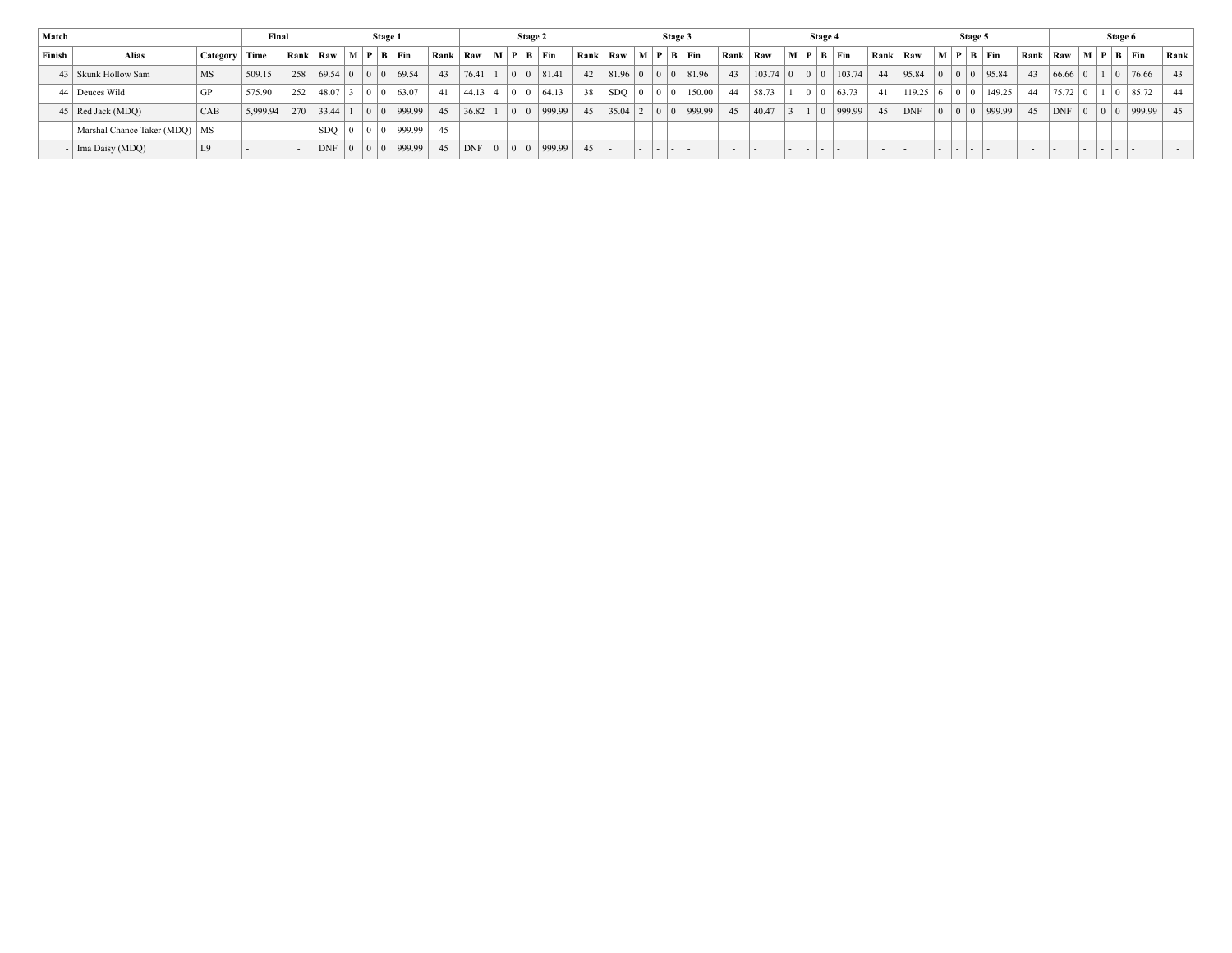| Match | | | Final | | Stage 1 | | | | | | Stage 2 | | | | | | Stage 3 | | | | | | Stage 4 | | | | | | Stage 5 | | | | | | Stage 6 | | | | | |
|---|---|---|---|---|---|---|---|---|---|---|---|---|---|---|---|---|---|---|---|---|---|---|---|---|---|---|---|---|---|---|---|---|---|---|---|---|---|---|---|---|
| Finish | Alias | Category | Time | Rank | Raw | M | P | B | Fin | Rank | Raw | M | P | B | Fin | Rank | Raw | M | P | B | Fin | Rank | Raw | M | P | B | Fin | Rank | Raw | M | P | B | Fin | Rank | Raw | M | P | B | Fin | Rank |
| 43 | Skunk Hollow Sam | MS | 509.15 | 258 | 69.54 | 0 | 0 | 0 | 69.54 | 43 | 76.41 | 1 | 0 | 0 | 81.41 | 42 | 81.96 | 0 | 0 | 0 | 81.96 | 43 | 103.74 | 0 | 0 | 0 | 103.74 | 44 | 95.84 | 0 | 0 | 0 | 95.84 | 43 | 66.66 | 0 | 1 | 0 | 76.66 | 43 |
| 44 | Deuces Wild | GP | 575.90 | 252 | 48.07 | 3 | 0 | 0 | 63.07 | 41 | 44.13 | 4 | 0 | 0 | 64.13 | 38 | SDQ | 0 | 0 | 0 | 150.00 | 44 | 58.73 | 1 | 0 | 0 | 63.73 | 41 | 119.25 | 6 | 0 | 0 | 149.25 | 44 | 75.72 | 0 | 1 | 0 | 85.72 | 44 |
| 45 | Red Jack (MDQ) | CAB | 5,999.94 | 270 | 33.44 | 1 | 0 | 0 | 999.99 | 45 | 36.82 | 1 | 0 | 0 | 999.99 | 45 | 35.04 | 2 | 0 | 0 | 999.99 | 45 | 40.47 | 3 | 1 | 0 | 999.99 | 45 | DNF | 0 | 0 | 0 | 999.99 | 45 | DNF | 0 | 0 | 0 | 999.99 | 45 |
| - | Marshal Chance Taker (MDQ) | MS | - | - | SDQ | 0 | 0 | 0 | 999.99 | 45 | - | - | - | - | - | - | - | - | - | - | - | - | - | - | - | - | - | - | - | - | - | - | - | - | - | - | - | - | - | - |
| - | Ima Daisy (MDQ) | L9 | - | - | DNF | 0 | 0 | 0 | 999.99 | 45 | DNF | 0 | 0 | 0 | 999.99 | 45 | - | - | - | - | - | - | - | - | - | - | - | - | - | - | - | - | - | - | - | - | - | - | - | - |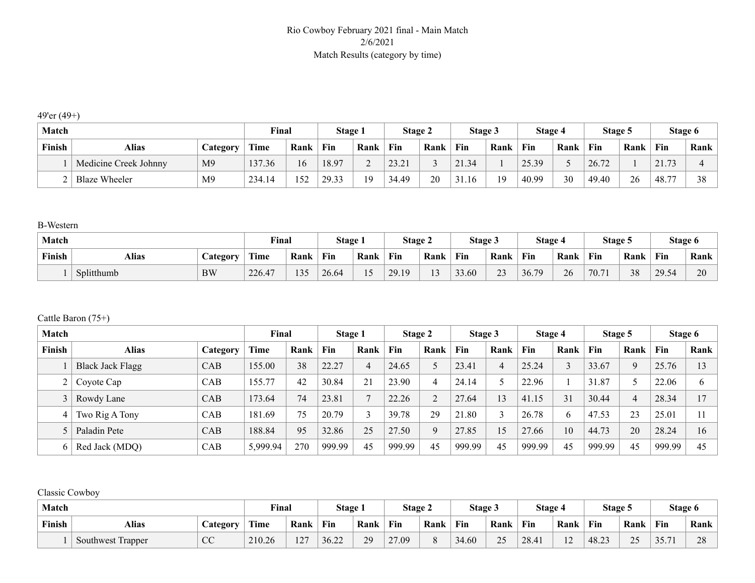Rio Cowboy February 2021 final - Main Match
2/6/2021
Match Results (category by time)

49'er (49+)

| Match | | | Final | | Stage 1 | | Stage 2 | | Stage 3 | | Stage 4 | | Stage 5 | | Stage 6 | |
|---|---|---|---|---|---|---|---|---|---|---|---|---|---|---|---|---|
| Finish | Alias | Category | Time | Rank | Fin | Rank | Fin | Rank | Fin | Rank | Fin | Rank | Fin | Rank | Fin | Rank |
| 1 | Medicine Creek Johnny | M9 | 137.36 | 16 | 18.97 | 2 | 23.21 | 3 | 21.34 | 1 | 25.39 | 5 | 26.72 | 1 | 21.73 | 4 |
| 2 | Blaze Wheeler | M9 | 234.14 | 152 | 29.33 | 19 | 34.49 | 20 | 31.16 | 19 | 40.99 | 30 | 49.40 | 26 | 48.77 | 38 |

B-Western

| Match | | | Final | | Stage 1 | | Stage 2 | | Stage 3 | | Stage 4 | | Stage 5 | | Stage 6 | |
|---|---|---|---|---|---|---|---|---|---|---|---|---|---|---|---|---|
| Finish | Alias | Category | Time | Rank | Fin | Rank | Fin | Rank | Fin | Rank | Fin | Rank | Fin | Rank | Fin | Rank |
| 1 | Splitthumb | BW | 226.47 | 135 | 26.64 | 15 | 29.19 | 13 | 33.60 | 23 | 36.79 | 26 | 70.71 | 38 | 29.54 | 20 |

Cattle Baron (75+)

| Match | | | Final | | Stage 1 | | Stage 2 | | Stage 3 | | Stage 4 | | Stage 5 | | Stage 6 | |
|---|---|---|---|---|---|---|---|---|---|---|---|---|---|---|---|---|
| Finish | Alias | Category | Time | Rank | Fin | Rank | Fin | Rank | Fin | Rank | Fin | Rank | Fin | Rank | Fin | Rank |
| 1 | Black Jack Flagg | CAB | 155.00 | 38 | 22.27 | 4 | 24.65 | 5 | 23.41 | 4 | 25.24 | 3 | 33.67 | 9 | 25.76 | 13 |
| 2 | Coyote Cap | CAB | 155.77 | 42 | 30.84 | 21 | 23.90 | 4 | 24.14 | 5 | 22.96 | 1 | 31.87 | 5 | 22.06 | 6 |
| 3 | Rowdy Lane | CAB | 173.64 | 74 | 23.81 | 7 | 22.26 | 2 | 27.64 | 13 | 41.15 | 31 | 30.44 | 4 | 28.34 | 17 |
| 4 | Two Rig A Tony | CAB | 181.69 | 75 | 20.79 | 3 | 39.78 | 29 | 21.80 | 3 | 26.78 | 6 | 47.53 | 23 | 25.01 | 11 |
| 5 | Paladin Pete | CAB | 188.84 | 95 | 32.86 | 25 | 27.50 | 9 | 27.85 | 15 | 27.66 | 10 | 44.73 | 20 | 28.24 | 16 |
| 6 | Red Jack (MDQ) | CAB | 5,999.94 | 270 | 999.99 | 45 | 999.99 | 45 | 999.99 | 45 | 999.99 | 45 | 999.99 | 45 | 999.99 | 45 |

Classic Cowboy

| Match | | | Final | | Stage 1 | | Stage 2 | | Stage 3 | | Stage 4 | | Stage 5 | | Stage 6 | |
|---|---|---|---|---|---|---|---|---|---|---|---|---|---|---|---|---|
| Finish | Alias | Category | Time | Rank | Fin | Rank | Fin | Rank | Fin | Rank | Fin | Rank | Fin | Rank | Fin | Rank |
| 1 | Southwest Trapper | CC | 210.26 | 127 | 36.22 | 29 | 27.09 | 8 | 34.60 | 25 | 28.41 | 12 | 48.23 | 25 | 35.71 | 28 |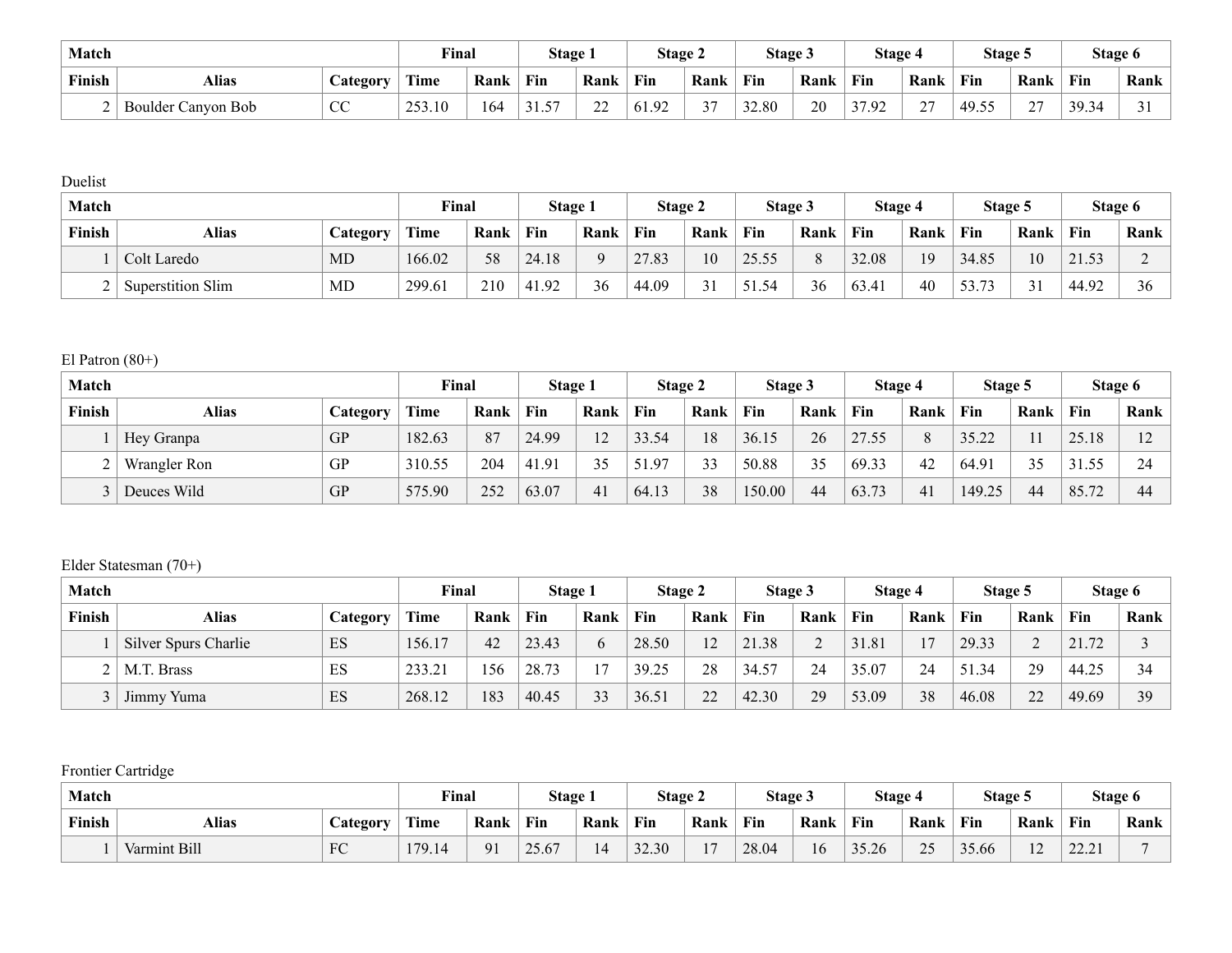| Match | | | Final | | Stage 1 | | Stage 2 | | Stage 3 | | Stage 4 | | Stage 5 | | Stage 6 | |
|---|---|---|---|---|---|---|---|---|---|---|---|---|---|---|---|---|
| Finish | Alias | Category | Time | Rank | Fin | Rank | Fin | Rank | Fin | Rank | Fin | Rank | Fin | Rank | Fin | Rank |
| 2 | Boulder Canyon Bob | CC | 253.10 | 164 | 31.57 | 22 | 61.92 | 37 | 32.80 | 20 | 37.92 | 27 | 49.55 | 27 | 39.34 | 31 |

Duelist

| Match | | | Final | | Stage 1 | | Stage 2 | | Stage 3 | | Stage 4 | | Stage 5 | | Stage 6 | |
|---|---|---|---|---|---|---|---|---|---|---|---|---|---|---|---|---|
| Finish | Alias | Category | Time | Rank | Fin | Rank | Fin | Rank | Fin | Rank | Fin | Rank | Fin | Rank | Fin | Rank |
| 1 | Colt Laredo | MD | 166.02 | 58 | 24.18 | 9 | 27.83 | 10 | 25.55 | 8 | 32.08 | 19 | 34.85 | 10 | 21.53 | 2 |
| 2 | Superstition Slim | MD | 299.61 | 210 | 41.92 | 36 | 44.09 | 31 | 51.54 | 36 | 63.41 | 40 | 53.73 | 31 | 44.92 | 36 |

El Patron (80+)

| Match | | | Final | | Stage 1 | | Stage 2 | | Stage 3 | | Stage 4 | | Stage 5 | | Stage 6 | |
|---|---|---|---|---|---|---|---|---|---|---|---|---|---|---|---|---|
| Finish | Alias | Category | Time | Rank | Fin | Rank | Fin | Rank | Fin | Rank | Fin | Rank | Fin | Rank | Fin | Rank |
| 1 | Hey Granpa | GP | 182.63 | 87 | 24.99 | 12 | 33.54 | 18 | 36.15 | 26 | 27.55 | 8 | 35.22 | 11 | 25.18 | 12 |
| 2 | Wrangler Ron | GP | 310.55 | 204 | 41.91 | 35 | 51.97 | 33 | 50.88 | 35 | 69.33 | 42 | 64.91 | 35 | 31.55 | 24 |
| 3 | Deuces Wild | GP | 575.90 | 252 | 63.07 | 41 | 64.13 | 38 | 150.00 | 44 | 63.73 | 41 | 149.25 | 44 | 85.72 | 44 |

Elder Statesman (70+)

| Match | | | Final | | Stage 1 | | Stage 2 | | Stage 3 | | Stage 4 | | Stage 5 | | Stage 6 | |
|---|---|---|---|---|---|---|---|---|---|---|---|---|---|---|---|---|
| Finish | Alias | Category | Time | Rank | Fin | Rank | Fin | Rank | Fin | Rank | Fin | Rank | Fin | Rank | Fin | Rank |
| 1 | Silver Spurs Charlie | ES | 156.17 | 42 | 23.43 | 6 | 28.50 | 12 | 21.38 | 2 | 31.81 | 17 | 29.33 | 2 | 21.72 | 3 |
| 2 | M.T. Brass | ES | 233.21 | 156 | 28.73 | 17 | 39.25 | 28 | 34.57 | 24 | 35.07 | 24 | 51.34 | 29 | 44.25 | 34 |
| 3 | Jimmy Yuma | ES | 268.12 | 183 | 40.45 | 33 | 36.51 | 22 | 42.30 | 29 | 53.09 | 38 | 46.08 | 22 | 49.69 | 39 |

Frontier Cartridge

| Match | | | Final | | Stage 1 | | Stage 2 | | Stage 3 | | Stage 4 | | Stage 5 | | Stage 6 | |
|---|---|---|---|---|---|---|---|---|---|---|---|---|---|---|---|---|
| Finish | Alias | Category | Time | Rank | Fin | Rank | Fin | Rank | Fin | Rank | Fin | Rank | Fin | Rank | Fin | Rank |
| 1 | Varmint Bill | FC | 179.14 | 91 | 25.67 | 14 | 32.30 | 17 | 28.04 | 16 | 35.26 | 25 | 35.66 | 12 | 22.21 | 7 |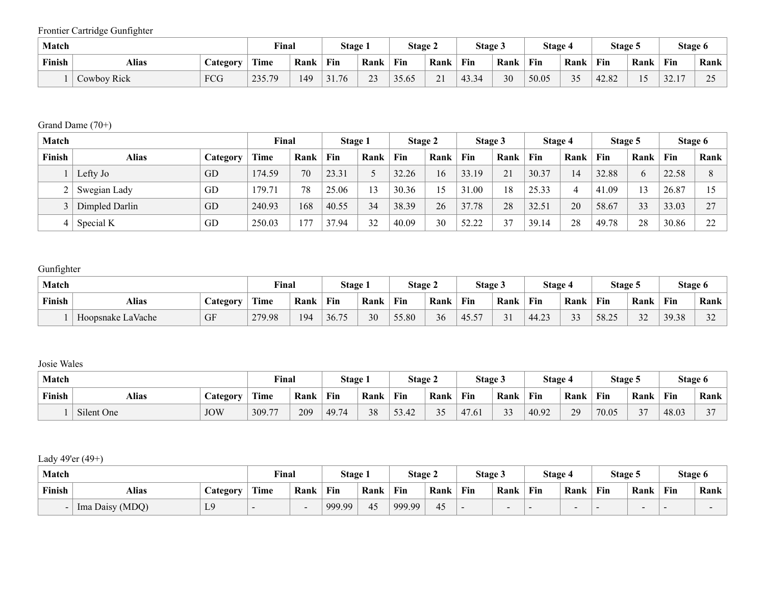Frontier Cartridge Gunfighter

| Match | | | Final | | Stage 1 | | Stage 2 | | Stage 3 | | Stage 4 | | Stage 5 | | Stage 6 | |
|---|---|---|---|---|---|---|---|---|---|---|---|---|---|---|---|---|
| Finish | Alias | Category | Time | Rank | Fin | Rank | Fin | Rank | Fin | Rank | Fin | Rank | Fin | Rank | Fin | Rank |
| 1 | Cowboy Rick | FCG | 235.79 | 149 | 31.76 | 23 | 35.65 | 21 | 43.34 | 30 | 50.05 | 35 | 42.82 | 15 | 32.17 | 25 |

Grand Dame (70+)

| Match | | | Final | | Stage 1 | | Stage 2 | | Stage 3 | | Stage 4 | | Stage 5 | | Stage 6 | |
|---|---|---|---|---|---|---|---|---|---|---|---|---|---|---|---|---|
| Finish | Alias | Category | Time | Rank | Fin | Rank | Fin | Rank | Fin | Rank | Fin | Rank | Fin | Rank | Fin | Rank |
| 1 | Lefty Jo | GD | 174.59 | 70 | 23.31 | 5 | 32.26 | 16 | 33.19 | 21 | 30.37 | 14 | 32.88 | 6 | 22.58 | 8 |
| 2 | Swegian Lady | GD | 179.71 | 78 | 25.06 | 13 | 30.36 | 15 | 31.00 | 18 | 25.33 | 4 | 41.09 | 13 | 26.87 | 15 |
| 3 | Dimpled Darlin | GD | 240.93 | 168 | 40.55 | 34 | 38.39 | 26 | 37.78 | 28 | 32.51 | 20 | 58.67 | 33 | 33.03 | 27 |
| 4 | Special K | GD | 250.03 | 177 | 37.94 | 32 | 40.09 | 30 | 52.22 | 37 | 39.14 | 28 | 49.78 | 28 | 30.86 | 22 |

Gunfighter

| Match | | | Final | | Stage 1 | | Stage 2 | | Stage 3 | | Stage 4 | | Stage 5 | | Stage 6 | |
|---|---|---|---|---|---|---|---|---|---|---|---|---|---|---|---|---|
| Finish | Alias | Category | Time | Rank | Fin | Rank | Fin | Rank | Fin | Rank | Fin | Rank | Fin | Rank | Fin | Rank |
| 1 | Hoopsnake LaVache | GF | 279.98 | 194 | 36.75 | 30 | 55.80 | 36 | 45.57 | 31 | 44.23 | 33 | 58.25 | 32 | 39.38 | 32 |

Josie Wales

| Match | | | Final | | Stage 1 | | Stage 2 | | Stage 3 | | Stage 4 | | Stage 5 | | Stage 6 | |
|---|---|---|---|---|---|---|---|---|---|---|---|---|---|---|---|---|
| Finish | Alias | Category | Time | Rank | Fin | Rank | Fin | Rank | Fin | Rank | Fin | Rank | Fin | Rank | Fin | Rank |
| 1 | Silent One | JOW | 309.77 | 209 | 49.74 | 38 | 53.42 | 35 | 47.61 | 33 | 40.92 | 29 | 70.05 | 37 | 48.03 | 37 |

Lady 49'er (49+)

| Match | | | Final | | Stage 1 | | Stage 2 | | Stage 3 | | Stage 4 | | Stage 5 | | Stage 6 | |
|---|---|---|---|---|---|---|---|---|---|---|---|---|---|---|---|---|
| Finish | Alias | Category | Time | Rank | Fin | Rank | Fin | Rank | Fin | Rank | Fin | Rank | Fin | Rank | Fin | Rank |
| - | Ima Daisy (MDQ) | L9 | - | - | 999.99 | 45 | 999.99 | 45 | - | - | - | - | - | - | - | - |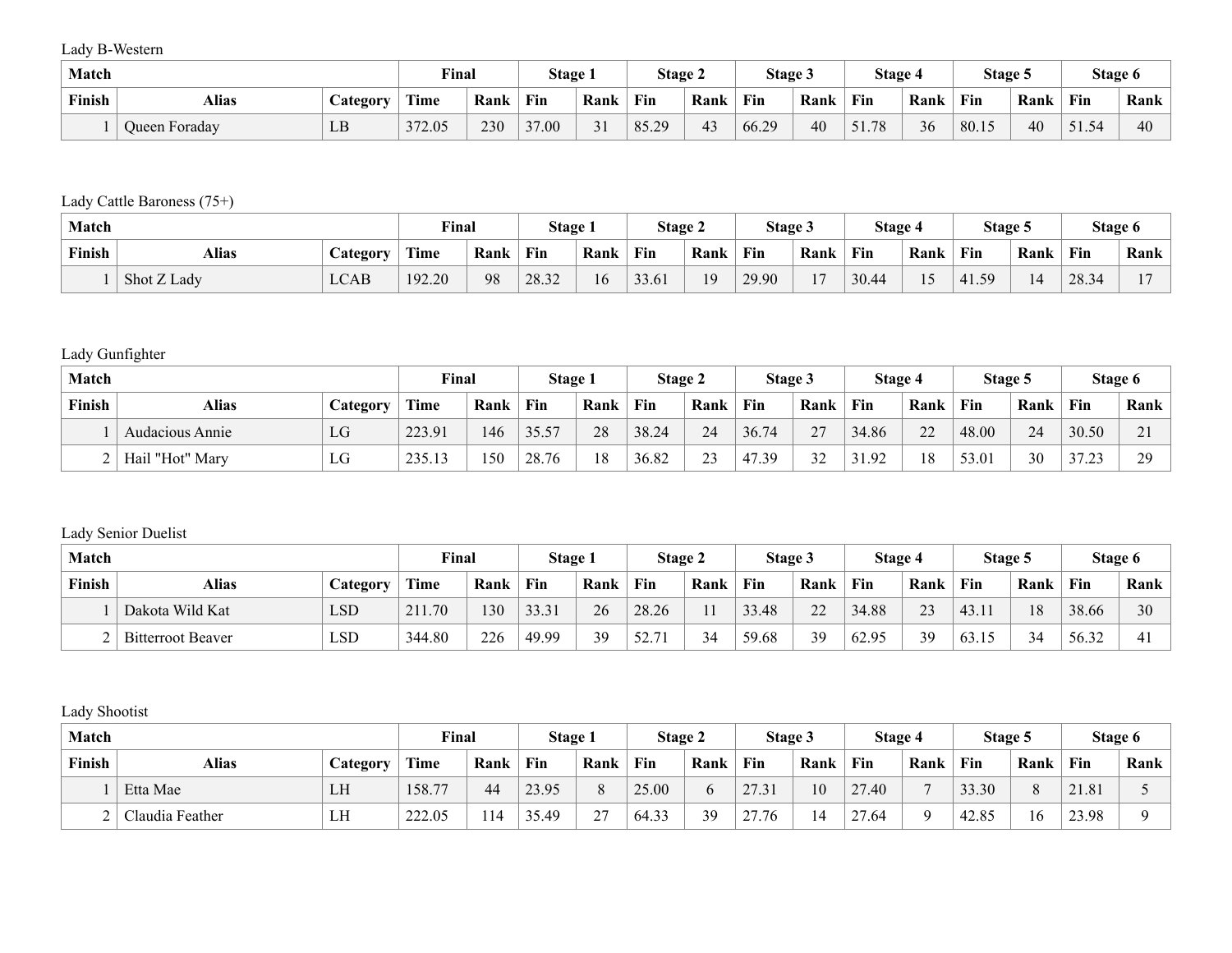Lady B-Western

| Match | | | Final | | Stage 1 | | Stage 2 | | Stage 3 | | Stage 4 | | Stage 5 | | Stage 6 | |
|---|---|---|---|---|---|---|---|---|---|---|---|---|---|---|---|---|
| Finish | Alias | Category | Time | Rank | Fin | Rank | Fin | Rank | Fin | Rank | Fin | Rank | Fin | Rank | Fin | Rank |
| 1 | Queen Foraday | LB | 372.05 | 230 | 37.00 | 31 | 85.29 | 43 | 66.29 | 40 | 51.78 | 36 | 80.15 | 40 | 51.54 | 40 |

Lady Cattle Baroness (75+)

| Match | | | Final | | Stage 1 | | Stage 2 | | Stage 3 | | Stage 4 | | Stage 5 | | Stage 6 | |
|---|---|---|---|---|---|---|---|---|---|---|---|---|---|---|---|---|
| Finish | Alias | Category | Time | Rank | Fin | Rank | Fin | Rank | Fin | Rank | Fin | Rank | Fin | Rank | Fin | Rank |
| 1 | Shot Z Lady | LCAB | 192.20 | 98 | 28.32 | 16 | 33.61 | 19 | 29.90 | 17 | 30.44 | 15 | 41.59 | 14 | 28.34 | 17 |

Lady Gunfighter

| Match | | | Final | | Stage 1 | | Stage 2 | | Stage 3 | | Stage 4 | | Stage 5 | | Stage 6 | |
|---|---|---|---|---|---|---|---|---|---|---|---|---|---|---|---|---|
| Finish | Alias | Category | Time | Rank | Fin | Rank | Fin | Rank | Fin | Rank | Fin | Rank | Fin | Rank | Fin | Rank |
| 1 | Audacious Annie | LG | 223.91 | 146 | 35.57 | 28 | 38.24 | 24 | 36.74 | 27 | 34.86 | 22 | 48.00 | 24 | 30.50 | 21 |
| 2 | Hail "Hot" Mary | LG | 235.13 | 150 | 28.76 | 18 | 36.82 | 23 | 47.39 | 32 | 31.92 | 18 | 53.01 | 30 | 37.23 | 29 |

Lady Senior Duelist

| Match | | | Final | | Stage 1 | | Stage 2 | | Stage 3 | | Stage 4 | | Stage 5 | | Stage 6 | |
|---|---|---|---|---|---|---|---|---|---|---|---|---|---|---|---|---|
| Finish | Alias | Category | Time | Rank | Fin | Rank | Fin | Rank | Fin | Rank | Fin | Rank | Fin | Rank | Fin | Rank |
| 1 | Dakota Wild Kat | LSD | 211.70 | 130 | 33.31 | 26 | 28.26 | 11 | 33.48 | 22 | 34.88 | 23 | 43.11 | 18 | 38.66 | 30 |
| 2 | Bitterroot Beaver | LSD | 344.80 | 226 | 49.99 | 39 | 52.71 | 34 | 59.68 | 39 | 62.95 | 39 | 63.15 | 34 | 56.32 | 41 |

Lady Shootist

| Match | | | Final | | Stage 1 | | Stage 2 | | Stage 3 | | Stage 4 | | Stage 5 | | Stage 6 | |
|---|---|---|---|---|---|---|---|---|---|---|---|---|---|---|---|---|
| Finish | Alias | Category | Time | Rank | Fin | Rank | Fin | Rank | Fin | Rank | Fin | Rank | Fin | Rank | Fin | Rank |
| 1 | Etta Mae | LH | 158.77 | 44 | 23.95 | 8 | 25.00 | 6 | 27.31 | 10 | 27.40 | 7 | 33.30 | 8 | 21.81 | 5 |
| 2 | Claudia Feather | LH | 222.05 | 114 | 35.49 | 27 | 64.33 | 39 | 27.76 | 14 | 27.64 | 9 | 42.85 | 16 | 23.98 | 9 |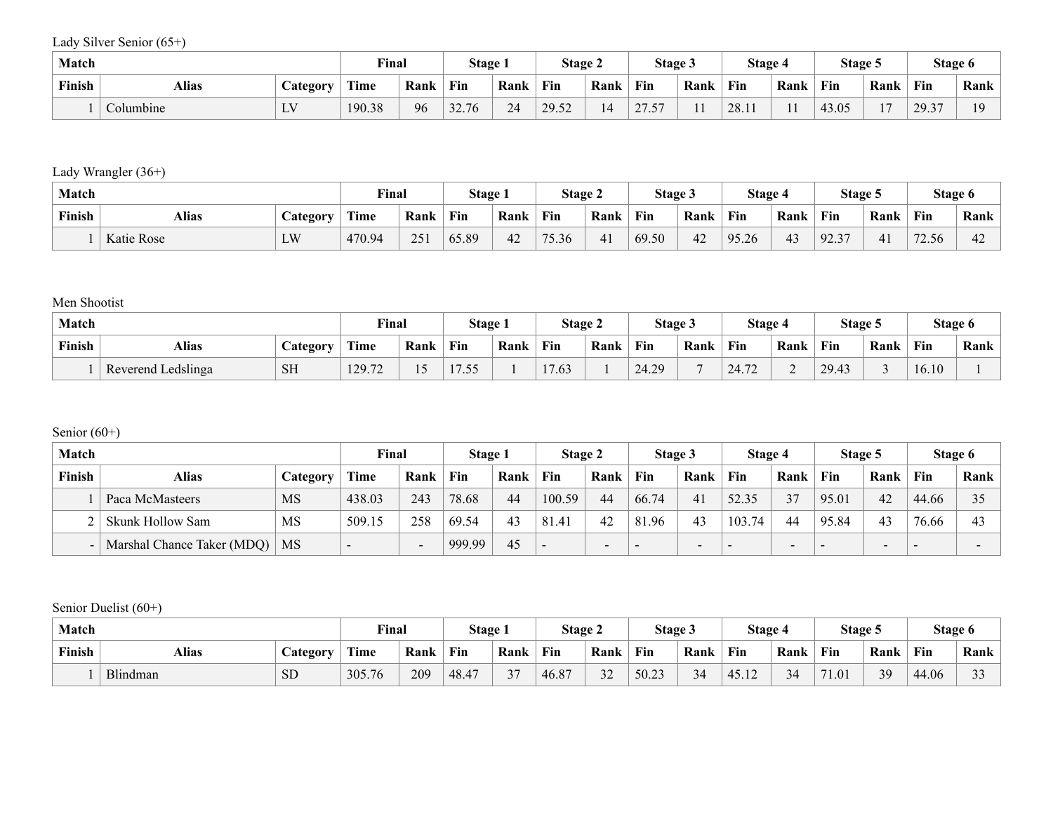Lady Silver Senior (65+)

| Match | | | Final | | Stage 1 | | Stage 2 | | Stage 3 | | Stage 4 | | Stage 5 | | Stage 6 | |
|---|---|---|---|---|---|---|---|---|---|---|---|---|---|---|---|---|
| Finish | Alias | Category | Time | Rank | Fin | Rank | Fin | Rank | Fin | Rank | Fin | Rank | Fin | Rank | Fin | Rank |
| 1 | Columbine | LV | 190.38 | 96 | 32.76 | 24 | 29.52 | 14 | 27.57 | 11 | 28.11 | 11 | 43.05 | 17 | 29.37 | 19 |

Lady Wrangler (36+)

| Match | | | Final | | Stage 1 | | Stage 2 | | Stage 3 | | Stage 4 | | Stage 5 | | Stage 6 | |
|---|---|---|---|---|---|---|---|---|---|---|---|---|---|---|---|---|
| Finish | Alias | Category | Time | Rank | Fin | Rank | Fin | Rank | Fin | Rank | Fin | Rank | Fin | Rank | Fin | Rank |
| 1 | Katie Rose | LW | 470.94 | 251 | 65.89 | 42 | 75.36 | 41 | 69.50 | 42 | 95.26 | 43 | 92.37 | 41 | 72.56 | 42 |

Men Shootist

| Match | | | Final | | Stage 1 | | Stage 2 | | Stage 3 | | Stage 4 | | Stage 5 | | Stage 6 | |
|---|---|---|---|---|---|---|---|---|---|---|---|---|---|---|---|---|
| Finish | Alias | Category | Time | Rank | Fin | Rank | Fin | Rank | Fin | Rank | Fin | Rank | Fin | Rank | Fin | Rank |
| 1 | Reverend Ledslinga | SH | 129.72 | 15 | 17.55 | 1 | 17.63 | 1 | 24.29 | 7 | 24.72 | 2 | 29.43 | 3 | 16.10 | 1 |

Senior (60+)

| Match | | | Final | | Stage 1 | | Stage 2 | | Stage 3 | | Stage 4 | | Stage 5 | | Stage 6 | |
|---|---|---|---|---|---|---|---|---|---|---|---|---|---|---|---|---|
| Finish | Alias | Category | Time | Rank | Fin | Rank | Fin | Rank | Fin | Rank | Fin | Rank | Fin | Rank | Fin | Rank |
| 1 | Paca McMasteers | MS | 438.03 | 243 | 78.68 | 44 | 100.59 | 44 | 66.74 | 41 | 52.35 | 37 | 95.01 | 42 | 44.66 | 35 |
| 2 | Skunk Hollow Sam | MS | 509.15 | 258 | 69.54 | 43 | 81.41 | 42 | 81.96 | 43 | 103.74 | 44 | 95.84 | 43 | 76.66 | 43 |
| - | Marshal Chance Taker (MDQ) | MS | - | - | 999.99 | 45 | - | - | - | - | - | - | - | - | - | - |

Senior Duelist (60+)

| Match | | | Final | | Stage 1 | | Stage 2 | | Stage 3 | | Stage 4 | | Stage 5 | | Stage 6 | |
|---|---|---|---|---|---|---|---|---|---|---|---|---|---|---|---|---|
| Finish | Alias | Category | Time | Rank | Fin | Rank | Fin | Rank | Fin | Rank | Fin | Rank | Fin | Rank | Fin | Rank |
| 1 | Blindman | SD | 305.76 | 209 | 48.47 | 37 | 46.87 | 32 | 50.23 | 34 | 45.12 | 34 | 71.01 | 39 | 44.06 | 33 |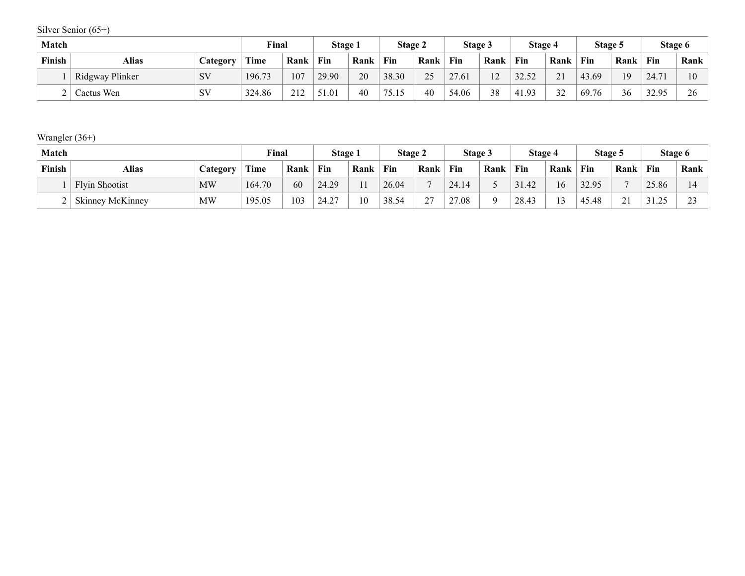Silver Senior (65+)

| Match | | | Final | | Stage 1 | | Stage 2 | | Stage 3 | | Stage 4 | | Stage 5 | | Stage 6 | |
|---|---|---|---|---|---|---|---|---|---|---|---|---|---|---|---|---|
| **Finish** | **Alias** | **Category** | **Time** | **Rank** | **Fin** | **Rank** | **Fin** | **Rank** | **Fin** | **Rank** | **Fin** | **Rank** | **Fin** | **Rank** | **Fin** | **Rank** |
| 1 | Ridgway Plinker | SV | 196.73 | 107 | 29.90 | 20 | 38.30 | 25 | 27.61 | 12 | 32.52 | 21 | 43.69 | 19 | 24.71 | 10 |
| 2 | Cactus Wen | SV | 324.86 | 212 | 51.01 | 40 | 75.15 | 40 | 54.06 | 38 | 41.93 | 32 | 69.76 | 36 | 32.95 | 26 |

Wrangler (36+)

| Match | | | Final | | Stage 1 | | Stage 2 | | Stage 3 | | Stage 4 | | Stage 5 | | Stage 6 | |
|---|---|---|---|---|---|---|---|---|---|---|---|---|---|---|---|---|
| **Finish** | **Alias** | **Category** | **Time** | **Rank** | **Fin** | **Rank** | **Fin** | **Rank** | **Fin** | **Rank** | **Fin** | **Rank** | **Fin** | **Rank** | **Fin** | **Rank** |
| 1 | Flyin Shootist | MW | 164.70 | 60 | 24.29 | 11 | 26.04 | 7 | 24.14 | 5 | 31.42 | 16 | 32.95 | 7 | 25.86 | 14 |
| 2 | Skinney McKinney | MW | 195.05 | 103 | 24.27 | 10 | 38.54 | 27 | 27.08 | 9 | 28.43 | 13 | 45.48 | 21 | 31.25 | 23 |